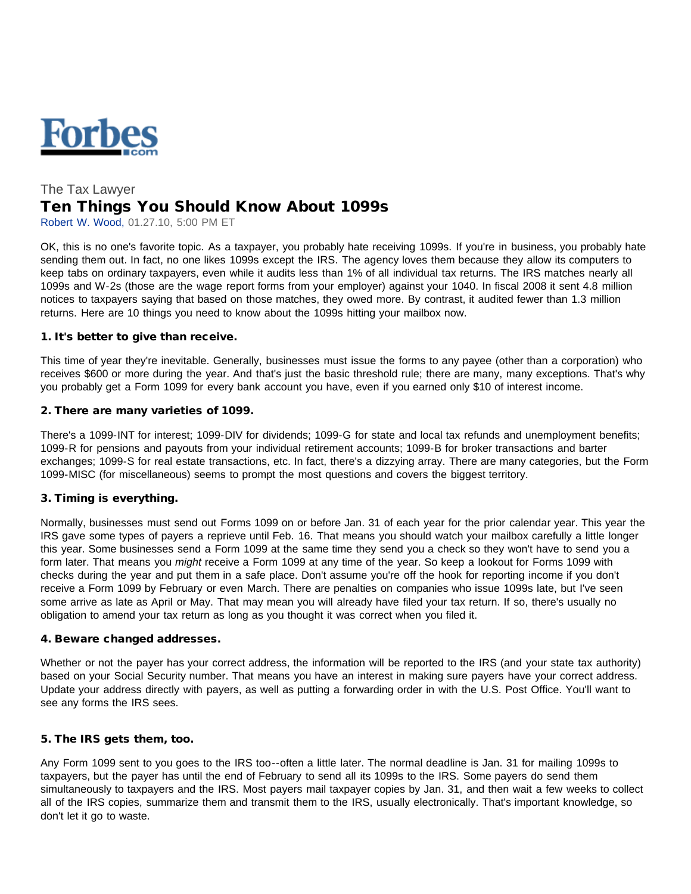Forbes.com

The Tax Lawyer

# Ten Things You Should Know About 1099s

Robert W. Wood, 01.27.10, 5:00 PM ET

OK, this is no one's favorite topic. As a taxpayer, you probably hate receiving 1099s. If you're in business, you probably hate sending them out. In fact, no one likes 1099s except the IRS. The agency loves them because they allow its computers to keep tabs on ordinary taxpayers, even while it audits less than 1% of all individual tax returns. The IRS matches nearly all 1099s and W-2s (those are the wage report forms from your employer) against your 1040. In fiscal 2008 it sent 4.8 million notices to taxpayers saying that based on those matches, they owed more. By contrast, it audited fewer than 1.3 million returns. Here are 10 things you need to know about the 1099s hitting your mailbox now.

### 1. It's better to give than receive.

This time of year they're inevitable. Generally, businesses must issue the forms to any payee (other than a corporation) who receives $600 or more during the year. And that's just the basic threshold rule; there are many, many exceptions. That's why you probably get a Form 1099 for every bank account you have, even if you earned only $10 of interest income.

### 2. There are many varieties of 1099.

There's a 1099-INT for interest; 1099-DIV for dividends; 1099-G for state and local tax refunds and unemployment benefits; 1099-R for pensions and payouts from your individual retirement accounts; 1099-B for broker transactions and barter exchanges; 1099-S for real estate transactions, etc. In fact, there's a dizzying array. There are many categories, but the Form 1099-MISC (for miscellaneous) seems to prompt the most questions and covers the biggest territory.

### 3. Timing is everything.

Normally, businesses must send out Forms 1099 on or before Jan. 31 of each year for the prior calendar year. This year the IRS gave some types of payers a reprieve until Feb. 16. That means you should watch your mailbox carefully a little longer this year. Some businesses send a Form 1099 at the same time they send you a check so they won't have to send you a form later. That means you *might* receive a Form 1099 at any time of the year. So keep a lookout for Forms 1099 with checks during the year and put them in a safe place. Don't assume you're off the hook for reporting income if you don't receive a Form 1099 by February or even March. There are penalties on companies who issue 1099s late, but I've seen some arrive as late as April or May. That may mean you will already have filed your tax return. If so, there's usually no obligation to amend your tax return as long as you thought it was correct when you filed it.

### 4. Beware changed addresses.

Whether or not the payer has your correct address, the information will be reported to the IRS (and your state tax authority) based on your Social Security number. That means you have an interest in making sure payers have your correct address. Update your address directly with payers, as well as putting a forwarding order in with the U.S. Post Office. You'll want to see any forms the IRS sees.

### 5. The IRS gets them, too.

Any Form 1099 sent to you goes to the IRS too--often a little later. The normal deadline is Jan. 31 for mailing 1099s to taxpayers, but the payer has until the end of February to send all its 1099s to the IRS. Some payers do send them simultaneously to taxpayers and the IRS. Most payers mail taxpayer copies by Jan. 31, and then wait a few weeks to collect all of the IRS copies, summarize them and transmit them to the IRS, usually electronically. That's important knowledge, so don't let it go to waste.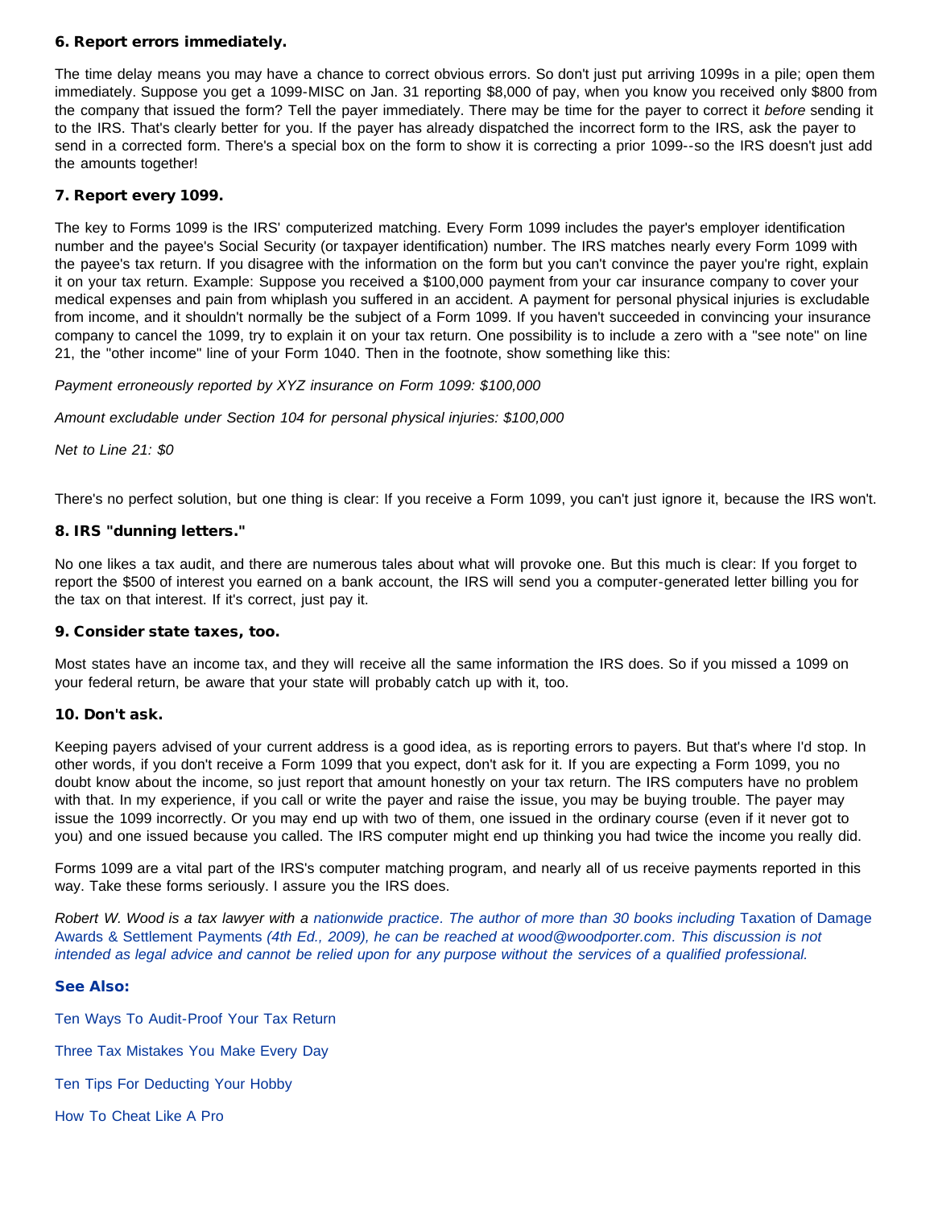### 6. Report errors immediately.

The time delay means you may have a chance to correct obvious errors. So don't just put arriving 1099s in a pile; open them immediately. Suppose you get a 1099-MISC on Jan. 31 reporting $8,000 of pay, when you know you received only $800 from the company that issued the form? Tell the payer immediately. There may be time for the payer to correct it *before* sending it to the IRS. That's clearly better for you. If the payer has already dispatched the incorrect form to the IRS, ask the payer to send in a corrected form. There's a special box on the form to show it is correcting a prior 1099--so the IRS doesn't just add the amounts together!

### 7. Report every 1099.

The key to Forms 1099 is the IRS' computerized matching. Every Form 1099 includes the payer's employer identification number and the payee's Social Security (or taxpayer identification) number. The IRS matches nearly every Form 1099 with the payee's tax return. If you disagree with the information on the form but you can't convince the payer you're right, explain it on your tax return. Example: Suppose you received a $100,000 payment from your car insurance company to cover your medical expenses and pain from whiplash you suffered in an accident. A payment for personal physical injuries is excludable from income, and it shouldn't normally be the subject of a Form 1099. If you haven't succeeded in convincing your insurance company to cancel the 1099, try to explain it on your tax return. One possibility is to include a zero with a "see note" on line 21, the "other income" line of your Form 1040. Then in the footnote, show something like this:

*Payment erroneously reported by XYZ insurance on Form 1099: $100,000*

*Amount excludable under Section 104 for personal physical injuries: $100,000*

*Net to Line 21: $0*

There's no perfect solution, but one thing is clear: If you receive a Form 1099, you can't just ignore it, because the IRS won't.

### 8. IRS "dunning letters."

No one likes a tax audit, and there are numerous tales about what will provoke one. But this much is clear: If you forget to report the $500 of interest you earned on a bank account, the IRS will send you a computer-generated letter billing you for the tax on that interest. If it's correct, just pay it.

### 9. Consider state taxes, too.

Most states have an income tax, and they will receive all the same information the IRS does. So if you missed a 1099 on your federal return, be aware that your state will probably catch up with it, too.

### 10. Don't ask.

Keeping payers advised of your current address is a good idea, as is reporting errors to payers. But that's where I'd stop. In other words, if you don't receive a Form 1099 that you expect, don't ask for it. If you are expecting a Form 1099, you no doubt know about the income, so just report that amount honestly on your tax return. The IRS computers have no problem with that. In my experience, if you call or write the payer and raise the issue, you may be buying trouble. The payer may issue the 1099 incorrectly. Or you may end up with two of them, one issued in the ordinary course (even if it never got to you) and one issued because you called. The IRS computer might end up thinking you had twice the income you really did.

Forms 1099 are a vital part of the IRS's computer matching program, and nearly all of us receive payments reported in this way. Take these forms seriously. I assure you the IRS does.

*Robert W. Wood is a tax lawyer with a nationwide practice. The author of more than 30 books including* Taxation of Damage Awards & Settlement Payments *(4th Ed., 2009), he can be reached at wood@woodporter.com. This discussion is not intended as legal advice and cannot be relied upon for any purpose without the services of a qualified professional.*

**See Also:**

Ten Ways To Audit-Proof Your Tax Return

Three Tax Mistakes You Make Every Day

Ten Tips For Deducting Your Hobby

How To Cheat Like A Pro